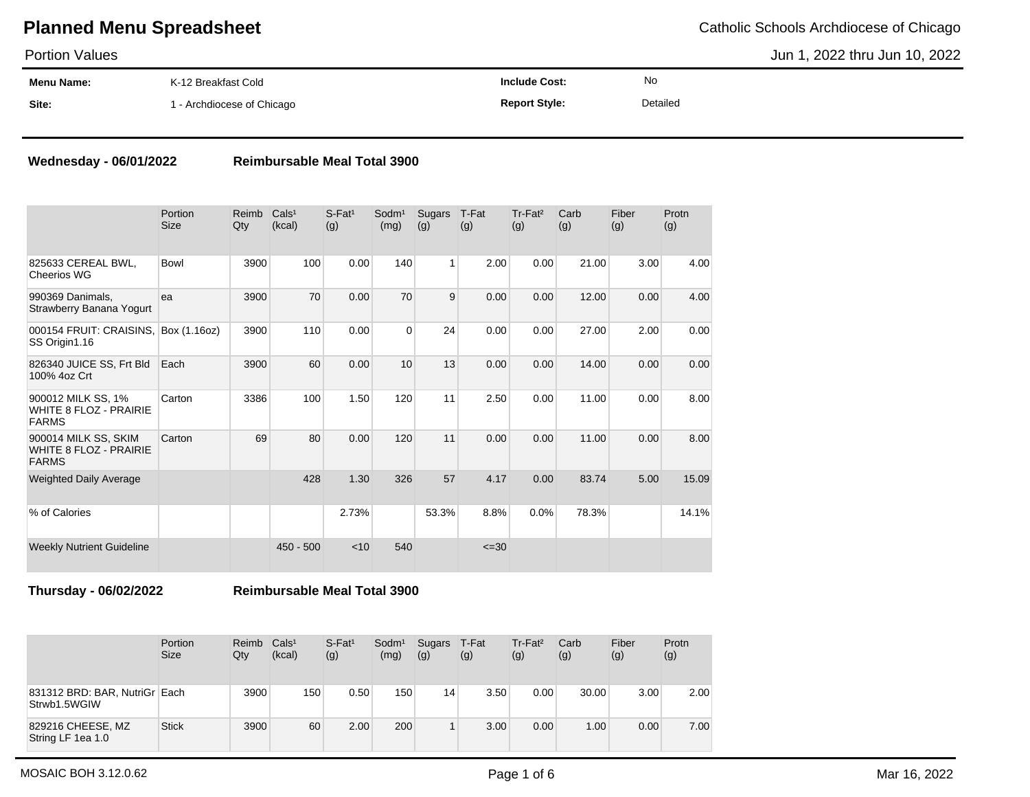# Planned Menu Spreadsheet

Catholic Schools Archdiocese of Chicago

Portion Values

Jun 1, 2022 thru Jun 10, 2022

| **Menu Name:** | K-12 Breakfast Cold | **Include Cost:** | No |
|---|---|---|---|
| **Site:** | 1 - Archdiocese of Chicago | **Report Style:** | Detailed |

**Wednesday - 06/01/2022** **Reimbursable Meal Total 3900**

| | Portion Size | Reimb Qty | Cals¹ (kcal) | S-Fat¹ (g) | Sodm¹ (mg) | Sugars (g) | T-Fat (g) | Tr-Fat² (g) | Carb (g) | Fiber (g) | Protn (g) |
|---|---|---|---|---|---|---|---|---|---|---|---|
| 825633 CEREAL BWL, Cheerios WG | Bowl | 3900 | 100 | 0.00 | 140 | 1 | 2.00 | 0.00 | 21.00 | 3.00 | 4.00 |
| 990369 Danimals, Strawberry Banana Yogurt | ea | 3900 | 70 | 0.00 | 70 | 9 | 0.00 | 0.00 | 12.00 | 0.00 | 4.00 |
| 000154 FRUIT: CRAISINS, SS Origin1.16 | Box (1.16oz) | 3900 | 110 | 0.00 | 0 | 24 | 0.00 | 0.00 | 27.00 | 2.00 | 0.00 |
| 826340 JUICE SS, Frt Bld 100% 4oz Crt | Each | 3900 | 60 | 0.00 | 10 | 13 | 0.00 | 0.00 | 14.00 | 0.00 | 0.00 |
| 900012 MILK SS, 1% WHITE 8 FLOZ - PRAIRIE FARMS | Carton | 3386 | 100 | 1.50 | 120 | 11 | 2.50 | 0.00 | 11.00 | 0.00 | 8.00 |
| 900014 MILK SS, SKIM WHITE 8 FLOZ - PRAIRIE FARMS | Carton | 69 | 80 | 0.00 | 120 | 11 | 0.00 | 0.00 | 11.00 | 0.00 | 8.00 |
| Weighted Daily Average | | | 428 | 1.30 | 326 | 57 | 4.17 | 0.00 | 83.74 | 5.00 | 15.09 |
| % of Calories | | | | 2.73% | | 53.3% | 8.8% | 0.0% | 78.3% | | 14.1% |
| Weekly Nutrient Guideline | | | 450 - 500 | <10 | 540 | | <=30 | | | | |

**Thursday - 06/02/2022** **Reimbursable Meal Total 3900**

| | Portion Size | Reimb Qty | Cals¹ (kcal) | S-Fat¹ (g) | Sodm¹ (mg) | Sugars (g) | T-Fat (g) | Tr-Fat² (g) | Carb (g) | Fiber (g) | Protn (g) |
|---|---|---|---|---|---|---|---|---|---|---|---|
| 831312 BRD: BAR, NutriGr Strwb1.5WGIW | Each | 3900 | 150 | 0.50 | 150 | 14 | 3.50 | 0.00 | 30.00 | 3.00 | 2.00 |
| 829216 CHEESE, MZ String LF 1ea 1.0 | Stick | 3900 | 60 | 2.00 | 200 | 1 | 3.00 | 0.00 | 1.00 | 0.00 | 7.00 |

MOSAIC BOH 3.12.0.62

Mar 16, 2022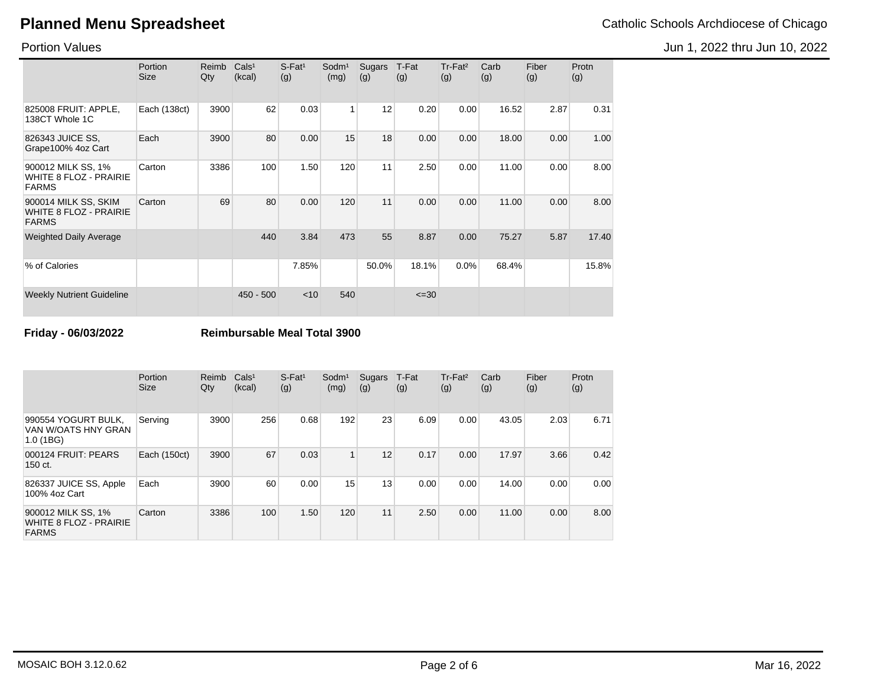# Planned Menu Spreadsheet

Catholic Schools Archdiocese of Chicago

Portion Values

Jun 1, 2022 thru Jun 10, 2022

| | Portion Size | Reimb Qty | Cals[1] (kcal) | S-Fat[1] (g) | Sodm[1] (mg) | Sugars (g) | T-Fat (g) | Tr-Fat[2] (g) | Carb (g) | Fiber (g) | Protn (g) |
|---|---|---|---|---|---|---|---|---|---|---|---|
| 825008 FRUIT: APPLE, 138CT Whole 1C | Each (138ct) | 3900 | 62 | 0.03 | 1 | 12 | 0.20 | 0.00 | 16.52 | 2.87 | 0.31 |
| 826343 JUICE SS, Grape100% 4oz Cart | Each | 3900 | 80 | 0.00 | 15 | 18 | 0.00 | 0.00 | 18.00 | 0.00 | 1.00 |
| 900012 MILK SS, 1% WHITE 8 FLOZ - PRAIRIE FARMS | Carton | 3386 | 100 | 1.50 | 120 | 11 | 2.50 | 0.00 | 11.00 | 0.00 | 8.00 |
| 900014 MILK SS, SKIM WHITE 8 FLOZ - PRAIRIE FARMS | Carton | 69 | 80 | 0.00 | 120 | 11 | 0.00 | 0.00 | 11.00 | 0.00 | 8.00 |
| Weighted Daily Average | | | 440 | 3.84 | 473 | 55 | 8.87 | 0.00 | 75.27 | 5.87 | 17.40 |
| % of Calories | | | | 7.85% | | 50.0% | 18.1% | 0.0% | 68.4% | | 15.8% |
| Weekly Nutrient Guideline | | | 450 - 500 | <10 | 540 | | <=30 | | | | |

**Friday - 06/03/2022** **Reimbursable Meal Total 3900**

| | Portion Size | Reimb Qty | Cals[1] (kcal) | S-Fat[1] (g) | Sodm[1] (mg) | Sugars (g) | T-Fat (g) | Tr-Fat[2] (g) | Carb (g) | Fiber (g) | Protn (g) |
|---|---|---|---|---|---|---|---|---|---|---|---|
| 990554 YOGURT BULK, VAN W/OATS HNY GRAN 1.0 (1BG) | Serving | 3900 | 256 | 0.68 | 192 | 23 | 6.09 | 0.00 | 43.05 | 2.03 | 6.71 |
| 000124 FRUIT: PEARS 150 ct. | Each (150ct) | 3900 | 67 | 0.03 | 1 | 12 | 0.17 | 0.00 | 17.97 | 3.66 | 0.42 |
| 826337 JUICE SS, Apple 100% 4oz Cart | Each | 3900 | 60 | 0.00 | 15 | 13 | 0.00 | 0.00 | 14.00 | 0.00 | 0.00 |
| 900012 MILK SS, 1% WHITE 8 FLOZ - PRAIRIE FARMS | Carton | 3386 | 100 | 1.50 | 120 | 11 | 2.50 | 0.00 | 11.00 | 0.00 | 8.00 |

MOSAIC BOH 3.12.0.62

Mar 16, 2022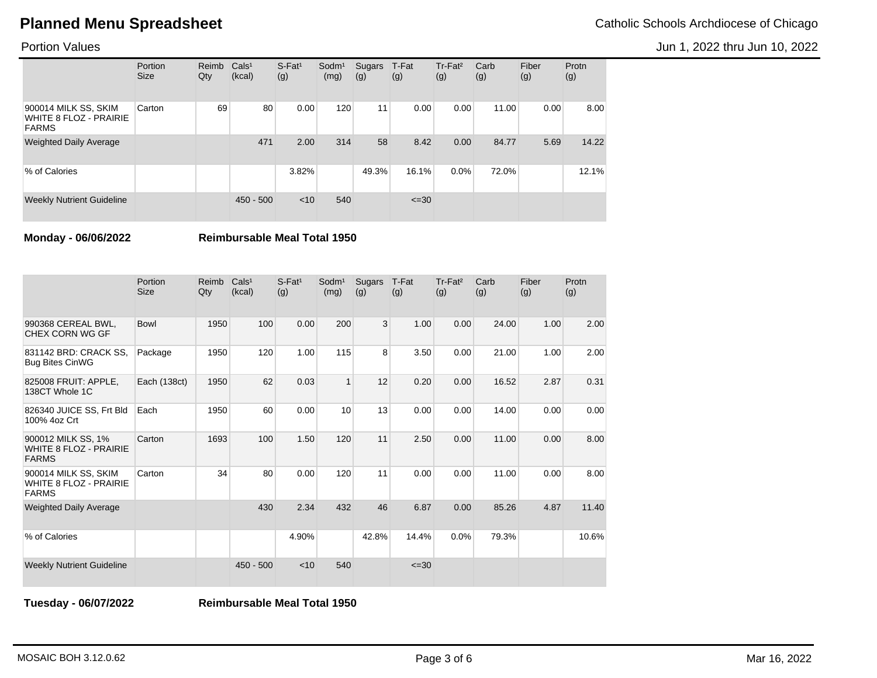# Planned Menu Spreadsheet

Catholic Schools Archdiocese of Chicago

Portion Values

Jun 1, 2022 thru Jun 10, 2022

| | Portion Size | Reimb Qty | Cals[1] (kcal) | S-Fat[1] (g) | Sodm[1] (mg) | Sugars (g) | T-Fat (g) | Tr-Fat[2] (g) | Carb (g) | Fiber (g) | Protn (g) |
|---|---|---|---|---|---|---|---|---|---|---|---|
| 900014 MILK SS, SKIM WHITE 8 FLOZ - PRAIRIE FARMS | Carton | 69 | 80 | 0.00 | 120 | 11 | 0.00 | 0.00 | 11.00 | 0.00 | 8.00 |
| Weighted Daily Average | | | 471 | 2.00 | 314 | 58 | 8.42 | 0.00 | 84.77 | 5.69 | 14.22 |
| % of Calories | | | | 3.82% | | 49.3% | 16.1% | 0.0% | 72.0% | | 12.1% |
| Weekly Nutrient Guideline | | | 450 - 500 | <10 | 540 | | <=30 | | | | |

**Monday - 06/06/2022** **Reimbursable Meal Total 1950**

| | Portion Size | Reimb Qty | Cals[1] (kcal) | S-Fat[1] (g) | Sodm[1] (mg) | Sugars (g) | T-Fat (g) | Tr-Fat[2] (g) | Carb (g) | Fiber (g) | Protn (g) |
|---|---|---|---|---|---|---|---|---|---|---|---|
| 990368 CEREAL BWL, CHEX CORN WG GF | Bowl | 1950 | 100 | 0.00 | 200 | 3 | 1.00 | 0.00 | 24.00 | 1.00 | 2.00 |
| 831142 BRD: CRACK SS, Bug Bites CinWG | Package | 1950 | 120 | 1.00 | 115 | 8 | 3.50 | 0.00 | 21.00 | 1.00 | 2.00 |
| 825008 FRUIT: APPLE, 138CT Whole 1C | Each (138ct) | 1950 | 62 | 0.03 | 1 | 12 | 0.20 | 0.00 | 16.52 | 2.87 | 0.31 |
| 826340 JUICE SS, Frt Bld 100% 4oz Crt | Each | 1950 | 60 | 0.00 | 10 | 13 | 0.00 | 0.00 | 14.00 | 0.00 | 0.00 |
| 900012 MILK SS, 1% WHITE 8 FLOZ - PRAIRIE FARMS | Carton | 1693 | 100 | 1.50 | 120 | 11 | 2.50 | 0.00 | 11.00 | 0.00 | 8.00 |
| 900014 MILK SS, SKIM WHITE 8 FLOZ - PRAIRIE FARMS | Carton | 34 | 80 | 0.00 | 120 | 11 | 0.00 | 0.00 | 11.00 | 0.00 | 8.00 |
| Weighted Daily Average | | | 430 | 2.34 | 432 | 46 | 6.87 | 0.00 | 85.26 | 4.87 | 11.40 |
| % of Calories | | | | 4.90% | | 42.8% | 14.4% | 0.0% | 79.3% | | 10.6% |
| Weekly Nutrient Guideline | | | 450 - 500 | <10 | 540 | | <=30 | | | | |

**Tuesday - 06/07/2022** **Reimbursable Meal Total 1950**

MOSAIC BOH 3.12.0.62

Mar 16, 2022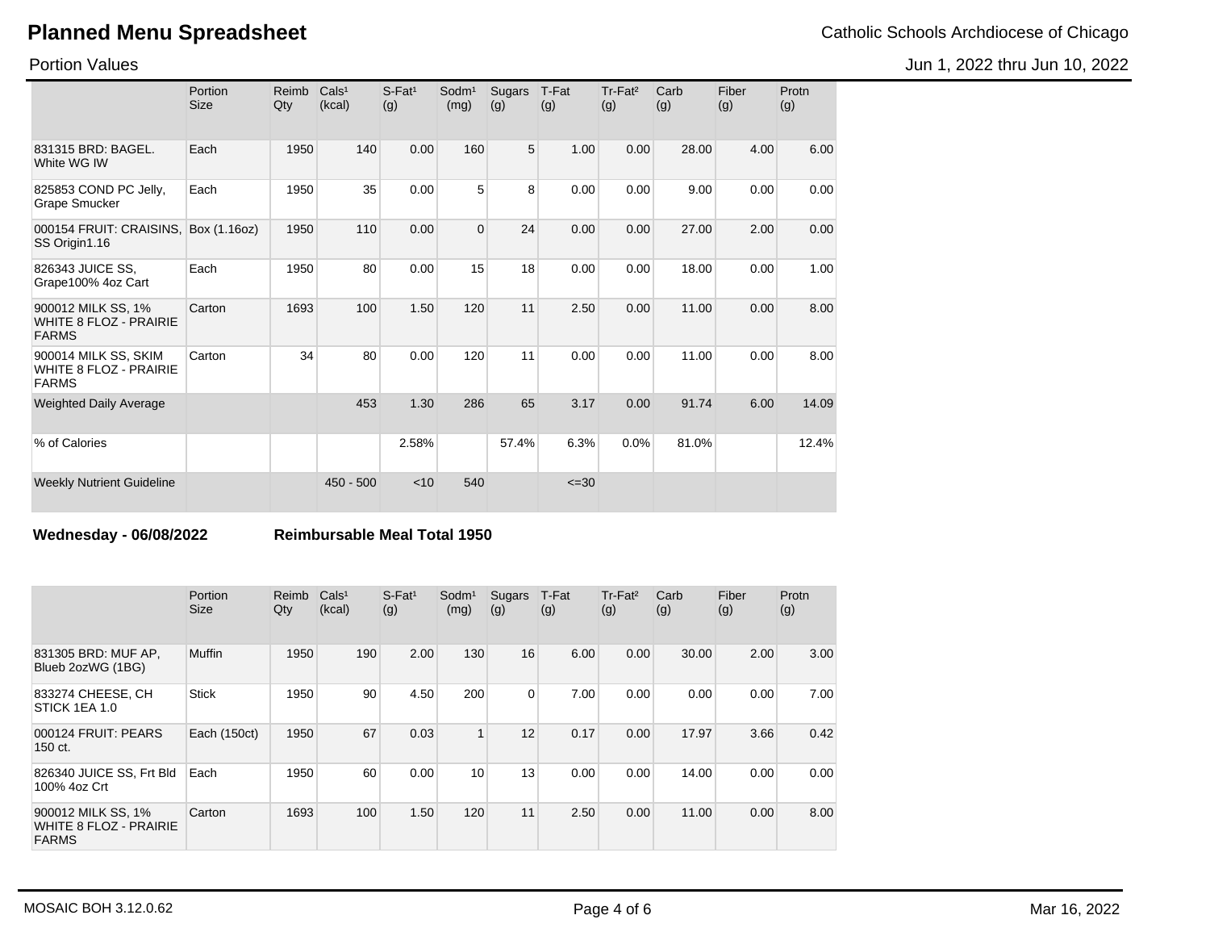# Planned Menu Spreadsheet

Catholic Schools Archdiocese of Chicago

Portion Values

Jun 1, 2022 thru Jun 10, 2022

| | Portion Size | Reimb Qty | Cals[1] (kcal) | S-Fat[1] (g) | Sodm[1] (mg) | Sugars (g) | T-Fat (g) | Tr-Fat[2] (g) | Carb (g) | Fiber (g) | Protn (g) |
|---|---|---|---|---|---|---|---|---|---|---|---|
| 831315 BRD: BAGEL. White WG IW | Each | 1950 | 140 | 0.00 | 160 | 5 | 1.00 | 0.00 | 28.00 | 4.00 | 6.00 |
| 825853 COND PC Jelly, Grape Smucker | Each | 1950 | 35 | 0.00 | 5 | 8 | 0.00 | 0.00 | 9.00 | 0.00 | 0.00 |
| 000154 FRUIT: CRAISINS, SS Origin1.16 | Box (1.16oz) | 1950 | 110 | 0.00 | 0 | 24 | 0.00 | 0.00 | 27.00 | 2.00 | 0.00 |
| 826343 JUICE SS, Grape100% 4oz Cart | Each | 1950 | 80 | 0.00 | 15 | 18 | 0.00 | 0.00 | 18.00 | 0.00 | 1.00 |
| 900012 MILK SS, 1% WHITE 8 FLOZ - PRAIRIE FARMS | Carton | 1693 | 100 | 1.50 | 120 | 11 | 2.50 | 0.00 | 11.00 | 0.00 | 8.00 |
| 900014 MILK SS, SKIM WHITE 8 FLOZ - PRAIRIE FARMS | Carton | 34 | 80 | 0.00 | 120 | 11 | 0.00 | 0.00 | 11.00 | 0.00 | 8.00 |
| Weighted Daily Average | | | 453 | 1.30 | 286 | 65 | 3.17 | 0.00 | 91.74 | 6.00 | 14.09 |
| % of Calories | | | | 2.58% | | 57.4% | 6.3% | 0.0% | 81.0% | | 12.4% |
| Weekly Nutrient Guideline | | | 450 - 500 | <10 | 540 | | <=30 | | | | |

**Wednesday - 06/08/2022** **Reimbursable Meal Total 1950**

| | Portion Size | Reimb Qty | Cals[1] (kcal) | S-Fat[1] (g) | Sodm[1] (mg) | Sugars (g) | T-Fat (g) | Tr-Fat[2] (g) | Carb (g) | Fiber (g) | Protn (g) |
|---|---|---|---|---|---|---|---|---|---|---|---|
| 831305 BRD: MUF AP, Blueb 2ozWG (1BG) | Muffin | 1950 | 190 | 2.00 | 130 | 16 | 6.00 | 0.00 | 30.00 | 2.00 | 3.00 |
| 833274 CHEESE, CH STICK 1EA 1.0 | Stick | 1950 | 90 | 4.50 | 200 | 0 | 7.00 | 0.00 | 0.00 | 0.00 | 7.00 |
| 000124 FRUIT: PEARS 150 ct. | Each (150ct) | 1950 | 67 | 0.03 | 1 | 12 | 0.17 | 0.00 | 17.97 | 3.66 | 0.42 |
| 826340 JUICE SS, Frt Bld 100% 4oz Crt | Each | 1950 | 60 | 0.00 | 10 | 13 | 0.00 | 0.00 | 14.00 | 0.00 | 0.00 |
| 900012 MILK SS, 1% WHITE 8 FLOZ - PRAIRIE FARMS | Carton | 1693 | 100 | 1.50 | 120 | 11 | 2.50 | 0.00 | 11.00 | 0.00 | 8.00 |

MOSAIC BOH 3.12.0.62 | Mar 16, 2022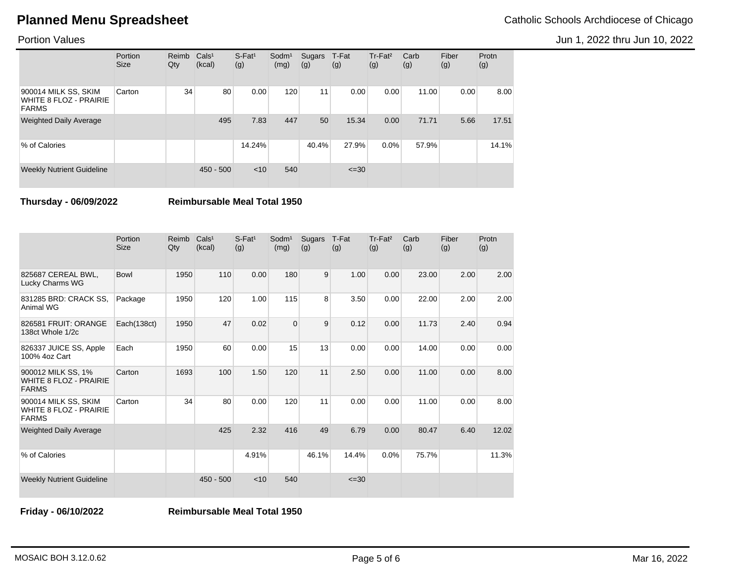# Planned Menu Spreadsheet

Catholic Schools Archdiocese of Chicago

Portion Values

Jun 1, 2022 thru Jun 10, 2022

| | Portion Size | Reimb Qty | Cals[1] (kcal) | S-Fat[1] (g) | Sodm[1] (mg) | Sugars (g) | T-Fat (g) | Tr-Fat[2] (g) | Carb (g) | Fiber (g) | Protn (g) |
|---|---|---|---|---|---|---|---|---|---|---|---|
| 900014 MILK SS, SKIM WHITE 8 FLOZ - PRAIRIE FARMS | Carton | 34 | 80 | 0.00 | 120 | 11 | 0.00 | 0.00 | 11.00 | 0.00 | 8.00 |
| Weighted Daily Average | | | 495 | 7.83 | 447 | 50 | 15.34 | 0.00 | 71.71 | 5.66 | 17.51 |
| % of Calories | | | | 14.24% | | 40.4% | 27.9% | 0.0% | 57.9% | | 14.1% |
| Weekly Nutrient Guideline | | | 450 - 500 | <10 | 540 | | <=30 | | | | |

**Thursday - 06/09/2022** **Reimbursable Meal Total 1950**

| | Portion Size | Reimb Qty | Cals[1] (kcal) | S-Fat[1] (g) | Sodm[1] (mg) | Sugars (g) | T-Fat (g) | Tr-Fat[2] (g) | Carb (g) | Fiber (g) | Protn (g) |
|---|---|---|---|---|---|---|---|---|---|---|---|
| 825687 CEREAL BWL, Lucky Charms WG | Bowl | 1950 | 110 | 0.00 | 180 | 9 | 1.00 | 0.00 | 23.00 | 2.00 | 2.00 |
| 831285 BRD: CRACK SS, Animal WG | Package | 1950 | 120 | 1.00 | 115 | 8 | 3.50 | 0.00 | 22.00 | 2.00 | 2.00 |
| 826581 FRUIT: ORANGE 138ct Whole 1/2c | Each(138ct) | 1950 | 47 | 0.02 | 0 | 9 | 0.12 | 0.00 | 11.73 | 2.40 | 0.94 |
| 826337 JUICE SS, Apple 100% 4oz Cart | Each | 1950 | 60 | 0.00 | 15 | 13 | 0.00 | 0.00 | 14.00 | 0.00 | 0.00 |
| 900012 MILK SS, 1% WHITE 8 FLOZ - PRAIRIE FARMS | Carton | 1693 | 100 | 1.50 | 120 | 11 | 2.50 | 0.00 | 11.00 | 0.00 | 8.00 |
| 900014 MILK SS, SKIM WHITE 8 FLOZ - PRAIRIE FARMS | Carton | 34 | 80 | 0.00 | 120 | 11 | 0.00 | 0.00 | 11.00 | 0.00 | 8.00 |
| Weighted Daily Average | | | 425 | 2.32 | 416 | 49 | 6.79 | 0.00 | 80.47 | 6.40 | 12.02 |
| % of Calories | | | | 4.91% | | 46.1% | 14.4% | 0.0% | 75.7% | | 11.3% |
| Weekly Nutrient Guideline | | | 450 - 500 | <10 | 540 | | <=30 | | | | |

**Friday - 06/10/2022** **Reimbursable Meal Total 1950**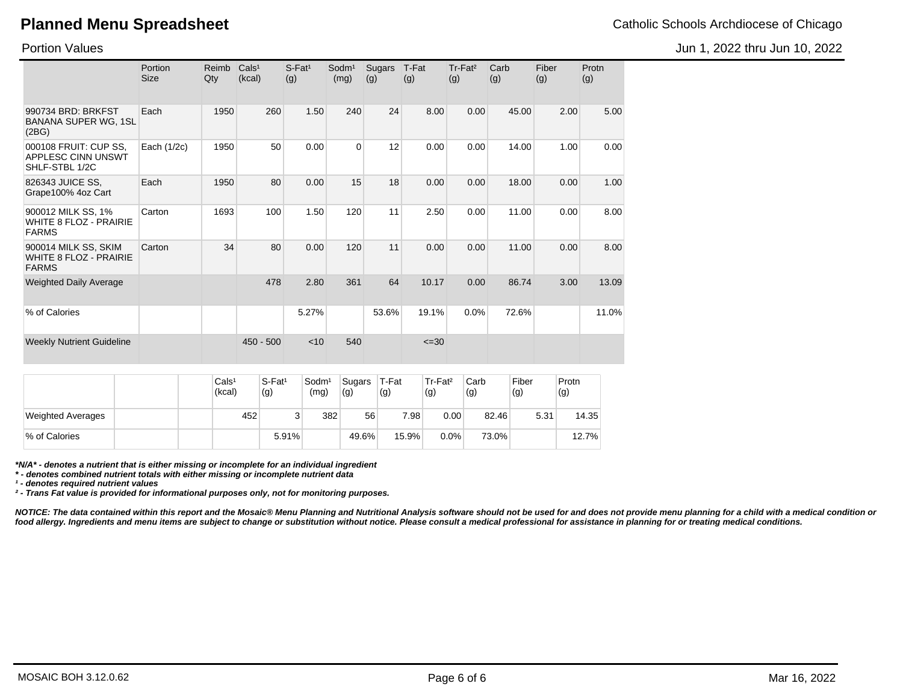# Planned Menu Spreadsheet

Catholic Schools Archdiocese of Chicago

Portion Values

Jun 1, 2022 thru Jun 10, 2022

| | Portion Size | Reimb Qty | Cals[1] (kcal) | S-Fat[1] (g) | Sodm[1] (mg) | Sugars (g) | T-Fat (g) | Tr-Fat[2] (g) | Carb (g) | Fiber (g) | Protn (g) |
|---|---|---|---|---|---|---|---|---|---|---|---|
| 990734 BRD: BRKFST BANANA SUPER WG, 1SL (2BG) | Each | 1950 | 260 | 1.50 | 240 | 24 | 8.00 | 0.00 | 45.00 | 2.00 | 5.00 |
| 000108 FRUIT: CUP SS, APPLESC CINN UNSWT SHLF-STBL 1/2C | Each (1/2c) | 1950 | 50 | 0.00 | 0 | 12 | 0.00 | 0.00 | 14.00 | 1.00 | 0.00 |
| 826343 JUICE SS, Grape100% 4oz Cart | Each | 1950 | 80 | 0.00 | 15 | 18 | 0.00 | 0.00 | 18.00 | 0.00 | 1.00 |
| 900012 MILK SS, 1% WHITE 8 FLOZ - PRAIRIE FARMS | Carton | 1693 | 100 | 1.50 | 120 | 11 | 2.50 | 0.00 | 11.00 | 0.00 | 8.00 |
| 900014 MILK SS, SKIM WHITE 8 FLOZ - PRAIRIE FARMS | Carton | 34 | 80 | 0.00 | 120 | 11 | 0.00 | 0.00 | 11.00 | 0.00 | 8.00 |
| Weighted Daily Average | | | 478 | 2.80 | 361 | 64 | 10.17 | 0.00 | 86.74 | 3.00 | 13.09 |
| % of Calories | | | | 5.27% | | 53.6% | 19.1% | 0.0% | 72.6% | | 11.0% |
| Weekly Nutrient Guideline | | | 450 - 500 | <10 | 540 | | <=30 | | | | |

| | | | Cals[1] (kcal) | S-Fat[1] (g) | Sodm[1] (mg) | Sugars (g) | T-Fat (g) | Tr-Fat[2] (g) | Carb (g) | Fiber (g) | Protn (g) |
|---|---|---|---|---|---|---|---|---|---|---|---|
| Weighted Averages | | | 452 | 3 | 382 | 56 | 7.98 | 0.00 | 82.46 | 5.31 | 14.35 |
| % of Calories | | | | 5.91% | | 49.6% | 15.9% | 0.0% | 73.0% | | 12.7% |

***N/A* - denotes a nutrient that is either missing or incomplete for an individual ingredient***

***\* - denotes combined nutrient totals with either missing or incomplete nutrient data***

***[1] - denotes required nutrient values***

***[2] - Trans Fat value is provided for informational purposes only, not for monitoring purposes.***

***NOTICE: The data contained within this report and the Mosaic® Menu Planning and Nutritional Analysis software should not be used for and does not provide menu planning for a child with a medical condition or food allergy. Ingredients and menu items are subject to change or substitution without notice. Please consult a medical professional for assistance in planning for or treating medical conditions.***

MOSAIC BOH 3.12.0.62

Mar 16, 2022